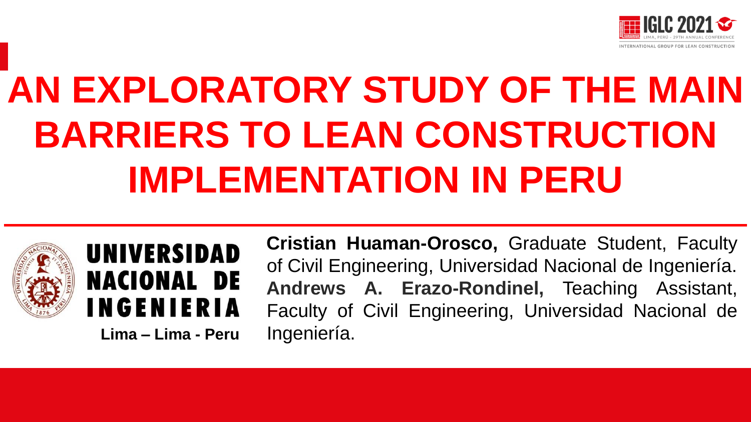# AN EXPLORATORY STUDY OF THE MAIN BARRIERS TO LEAN CONSTRUCTION IMPLEMENTATION IN PERU

**UNIVERSIDAD NACIONAL DE INGENIERIA**

**Lima – Lima - Peru**

**Cristian Huaman-Orosco,** Graduate Student, Faculty of Civil Engineering, Universidad Nacional de Ingeniería.

**Andrews A. Erazo-Rondinel,** Teaching Assistant, Faculty of Civil Engineering, Universidad Nacional de Ingeniería.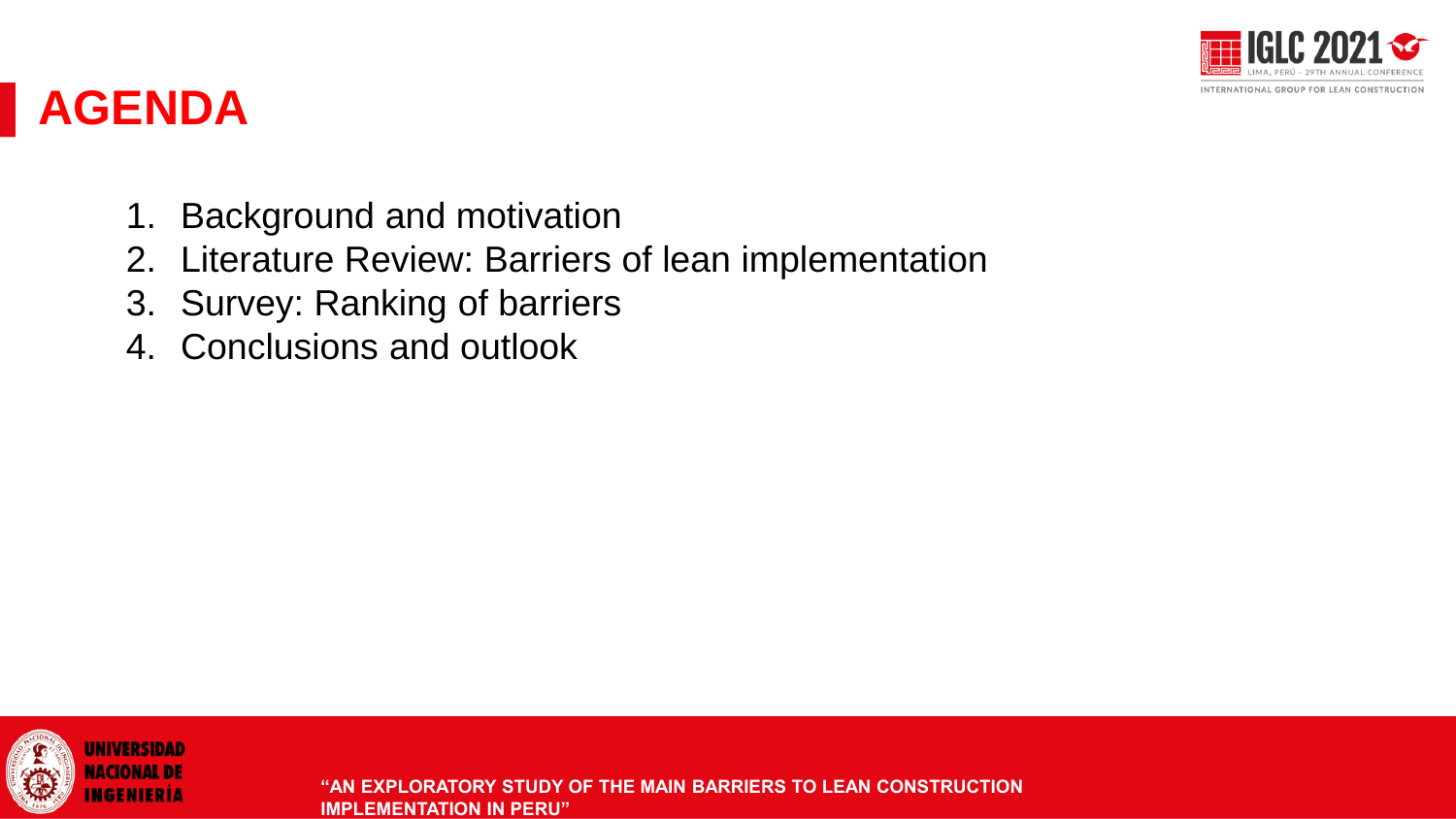# AGENDA

1. Background and motivation
2. Literature Review: Barriers of lean implementation
3. Survey: Ranking of barriers
4. Conclusions and outlook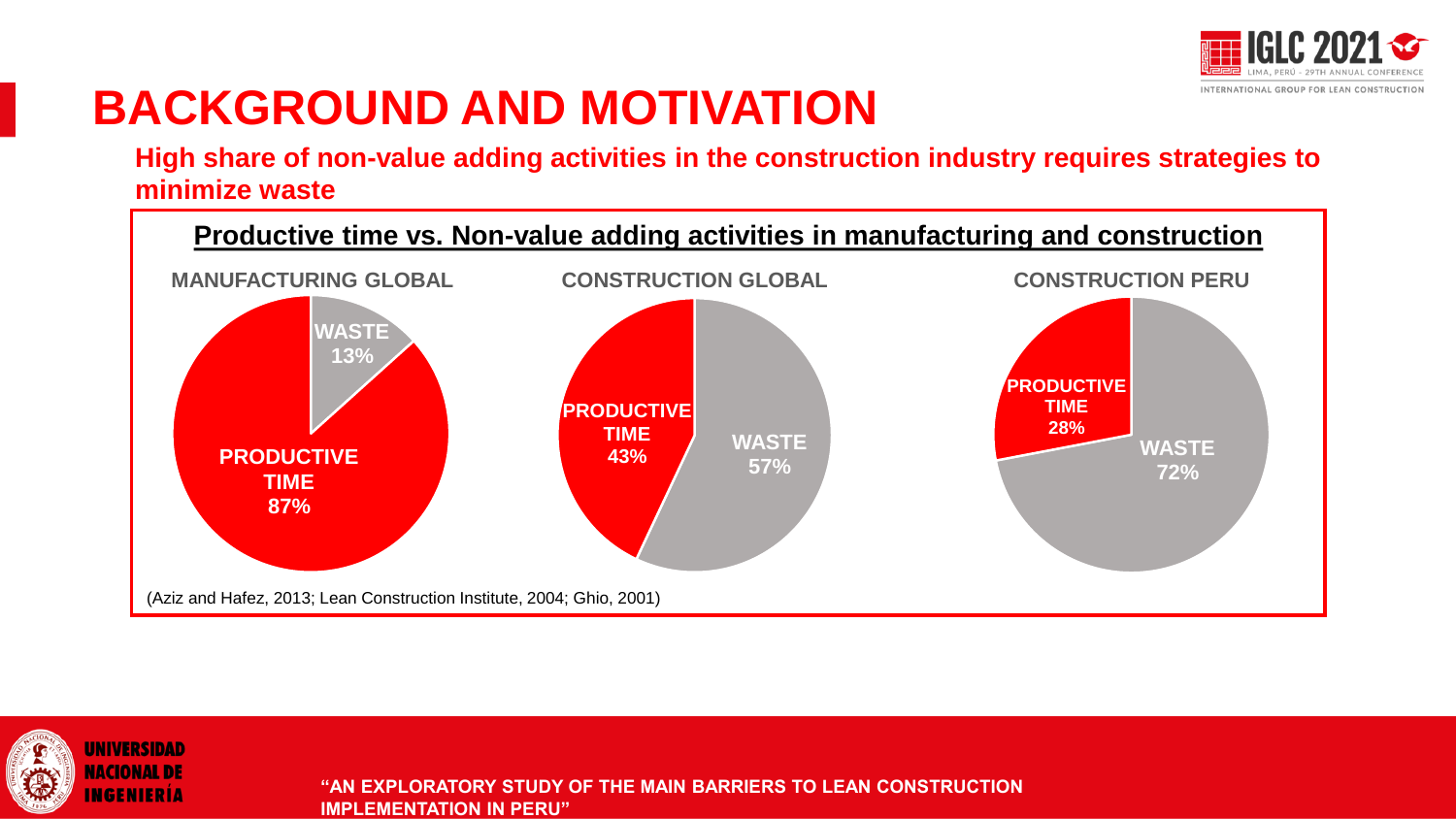# BACKGROUND AND MOTIVATION

**High share of non-value adding activities in the construction industry requires strategies to minimize waste**

**Productive time vs. Non-value adding activities in manufacturing and construction**

**MANUFACTURING GLOBAL**

- WASTE 13%
- PRODUCTIVE TIME 87%

**CONSTRUCTION GLOBAL**

- PRODUCTIVE TIME 43%
- WASTE 57%

**CONSTRUCTION PERU**

- PRODUCTIVE TIME 28%
- WASTE 72%

(Aziz and Hafez, 2013; Lean Construction Institute, 2004; Ghio, 2001)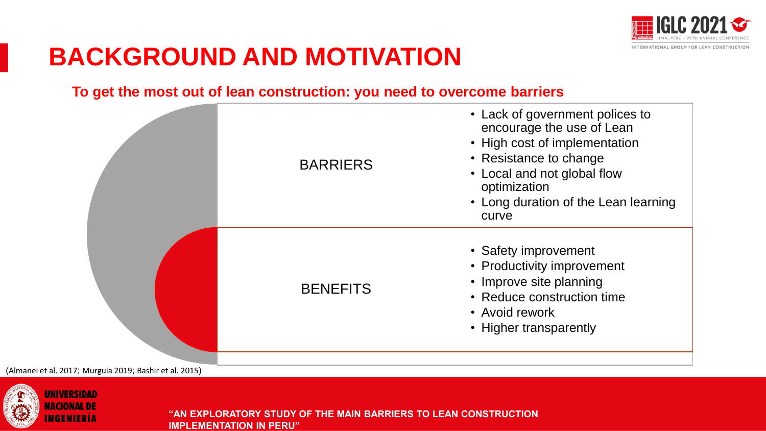# BACKGROUND AND MOTIVATION

**To get the most out of lean construction: you need to overcome barriers**

| | |
|---|---|
| BARRIERS | • Lack of government polices to encourage the use of Lean<br>• High cost of implementation<br>• Resistance to change<br>• Local and not global flow optimization<br>• Long duration of the Lean learning curve |
| BENEFITS | • Safety improvement<br>• Productivity improvement<br>• Improve site planning<br>• Reduce construction time<br>• Avoid rework<br>• Higher transparently |

(Almanei et al. 2017; Murguia 2019; Bashir et al. 2015)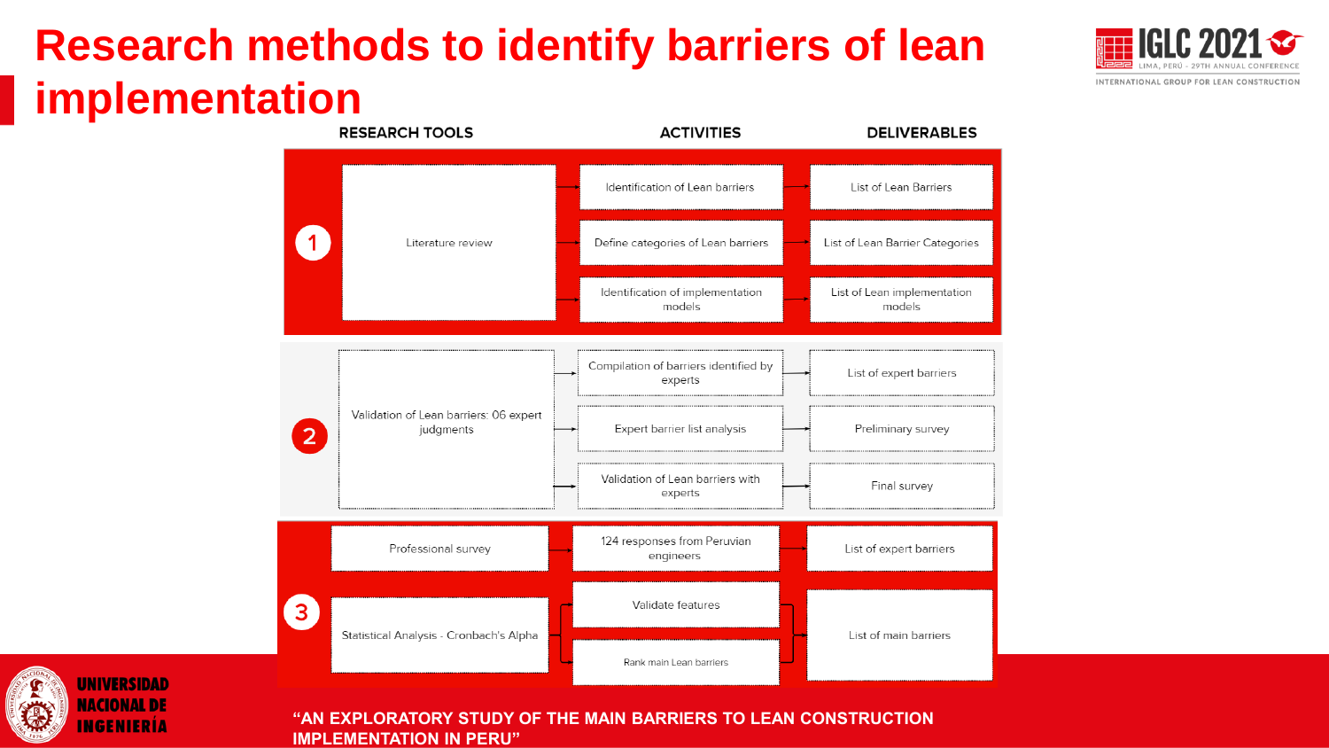# Research methods to identify barriers of lean implementation

| | RESEARCH TOOLS | ACTIVITIES | DELIVERABLES |
|---|---|---|---|
| 1 | Literature review | Identification of Lean barriers | List of Lean Barriers |
| | | Define categories of Lean barriers | List of Lean Barrier Categories |
| | | Identification of implementation models | List of Lean implementation models |
| 2 | Validation of Lean barriers: 06 expert judgments | Compilation of barriers identified by experts | List of expert barriers |
| | | Expert barrier list analysis | Preliminary survey |
| | | Validation of Lean barriers with experts | Final survey |
| 3 | Professional survey | 124 responses from Peruvian engineers | List of expert barriers |
| | Statistical Analysis - Cronbach's Alpha | Validate features | List of main barriers |
| | | Rank main Lean barriers | |

"AN EXPLORATORY STUDY OF THE MAIN BARRIERS TO LEAN CONSTRUCTION IMPLEMENTATION IN PERU"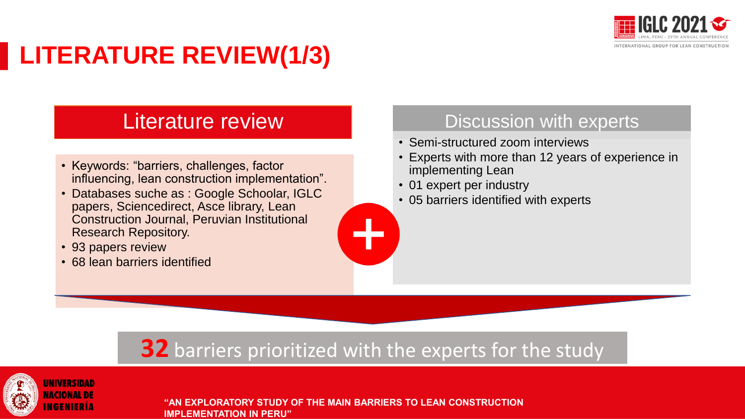# LITERATURE REVIEW(1/3)

## Literature review

- Keywords: “barriers, challenges, factor influencing, lean construction implementation”.
- Databases suche as : Google Schoolar, IGLC papers, Sciencedirect, Asce library, Lean Construction Journal, Peruvian Institutional Research Repository.
- 93 papers review
- 68 lean barriers identified

+

## Discussion with experts

- Semi-structured zoom interviews
- Experts with more than 12 years of experience in implementing Lean
- 01 expert per industry
- 05 barriers identified with experts

**32** barriers prioritized with the experts for the study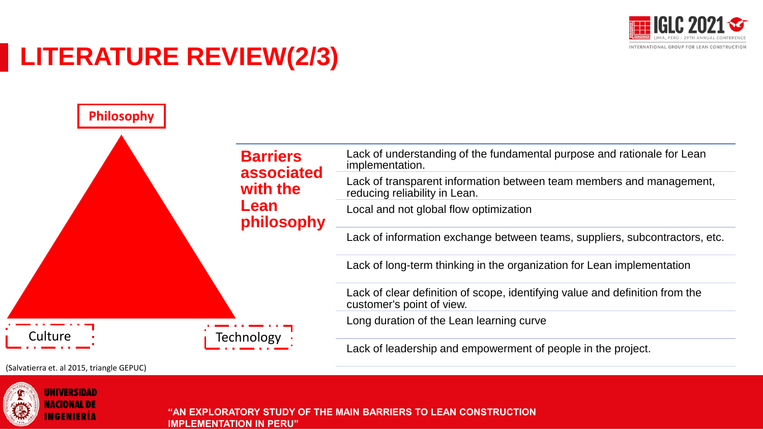# LITERATURE REVIEW(2/3)

**Philosophy**

Culture

Technology

(Salvatierra et. al 2015, triangle GEPUC)

| **Barriers associated with the Lean philosophy** | |
|---|---|
| | Lack of understanding of the fundamental purpose and rationale for Lean implementation. |
| | Lack of transparent information between team members and management, reducing reliability in Lean. |
| | Local and not global flow optimization |
| | Lack of information exchange between teams, suppliers, subcontractors, etc. |
| | Lack of long-term thinking in the organization for Lean implementation |
| | Lack of clear definition of scope, identifying value and definition from the customer's point of view. |
| | Long duration of the Lean learning curve |
| | Lack of leadership and empowerment of people in the project. |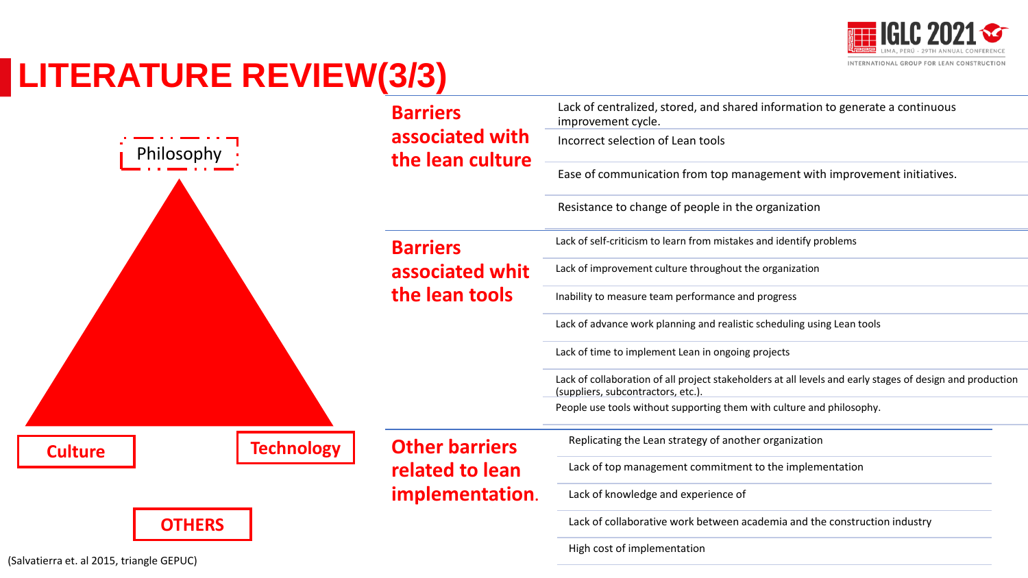# LITERATURE REVIEW(3/3)

Philosophy

Culture

Technology

OTHERS

(Salvatierra et. al 2015, triangle GEPUC)

| Category | Barrier |
| --- | --- |
| **Barriers associated with the lean culture** | Lack of centralized, stored, and shared information to generate a continuous improvement cycle. |
| | Incorrect selection of Lean tools |
| | Ease of communication from top management with improvement initiatives. |
| | Resistance to change of people in the organization |
| **Barriers associated whit the lean tools** | Lack of self-criticism to learn from mistakes and identify problems |
| | Lack of improvement culture throughout the organization |
| | Inability to measure team performance and progress |
| | Lack of advance work planning and realistic scheduling using Lean tools |
| | Lack of time to implement Lean in ongoing projects |
| | Lack of collaboration of all project stakeholders at all levels and early stages of design and production (suppliers, subcontractors, etc.). |
| | People use tools without supporting them with culture and philosophy. |
| **Other barriers related to lean implementation.** | Replicating the Lean strategy of another organization |
| | Lack of top management commitment to the implementation |
| | Lack of knowledge and experience of |
| | Lack of collaborative work between academia and the construction industry |
| | High cost of implementation |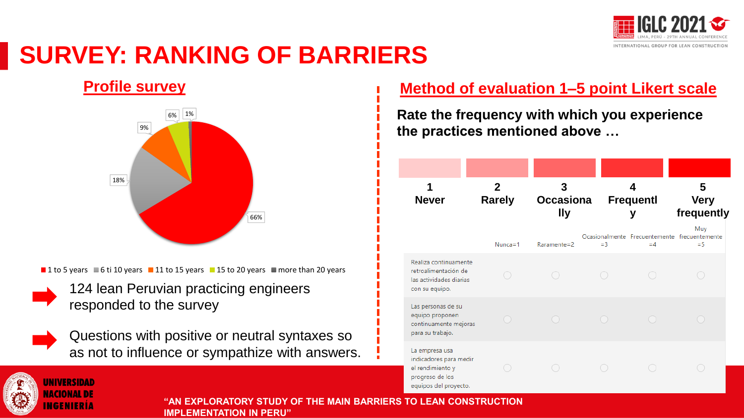# SURVEY: RANKING OF BARRIERS

## Profile survey

| Experience | Percentage |
|---|---|
| 1 to 5 years | 66% |
| 6 ti 10 years | 18% |
| 11 to 15 years | 9% |
| 15 to 20 years | 6% |
| more than 20 years | 1% |

- 124 lean Peruvian practicing engineers responded to the survey
- Questions with positive or neutral syntaxes so as not to influence or sympathize with answers.

## Method of evaluation 1–5 point Likert scale

**Rate the frequency with which you experience the practices mentioned above …**

| 1 | 2 | 3 | 4 | 5 |
|---|---|---|---|---|
| Never | Rarely | Occasionally | Frequently | Very frequently |

| | Nunca=1 | Raramente=2 | Ocasionalmente =3 | Frecuentemente =4 | Muy frecuentemente =5 |
|---|---|---|---|---|---|
| Realiza continuamente retroalimentación de las actividades diarias con su equipo. | ○ | ○ | ○ | ○ | ○ |
| Las personas de su equipo proponen continuamente mejoras para su trabajo. | ○ | ○ | ○ | ○ | ○ |
| La empresa usa indicadores para medir el rendimiento y progreso de los equipos del proyecto. | ○ | ○ | ○ | ○ | ○ |

UNIVERSIDAD NACIONAL DE INGENIERÍA

**"AN EXPLORATORY STUDY OF THE MAIN BARRIERS TO LEAN CONSTRUCTION IMPLEMENTATION IN PERU"**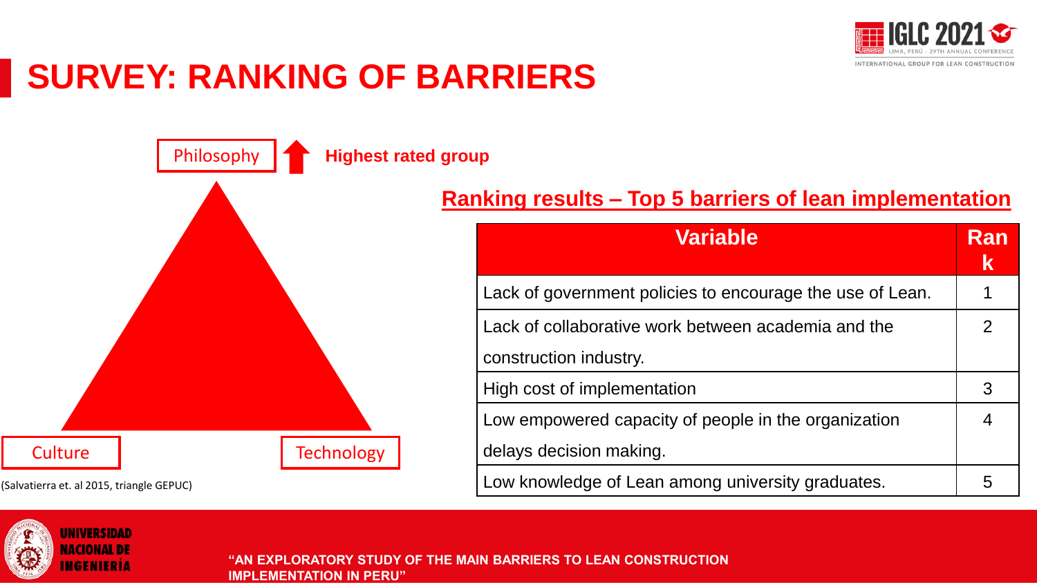# SURVEY: RANKING OF BARRIERS

Philosophy — Highest rated group

Culture

Technology

(Salvatierra et. al 2015, triangle GEPUC)

## Ranking results – Top 5 barriers of lean implementation

| Variable | Rank |
|---|---|
| Lack of government policies to encourage the use of Lean. | 1 |
| Lack of collaborative work between academia and the construction industry. | 2 |
| High cost of implementation | 3 |
| Low empowered capacity of people in the organization delays decision making. | 4 |
| Low knowledge of Lean among university graduates. | 5 |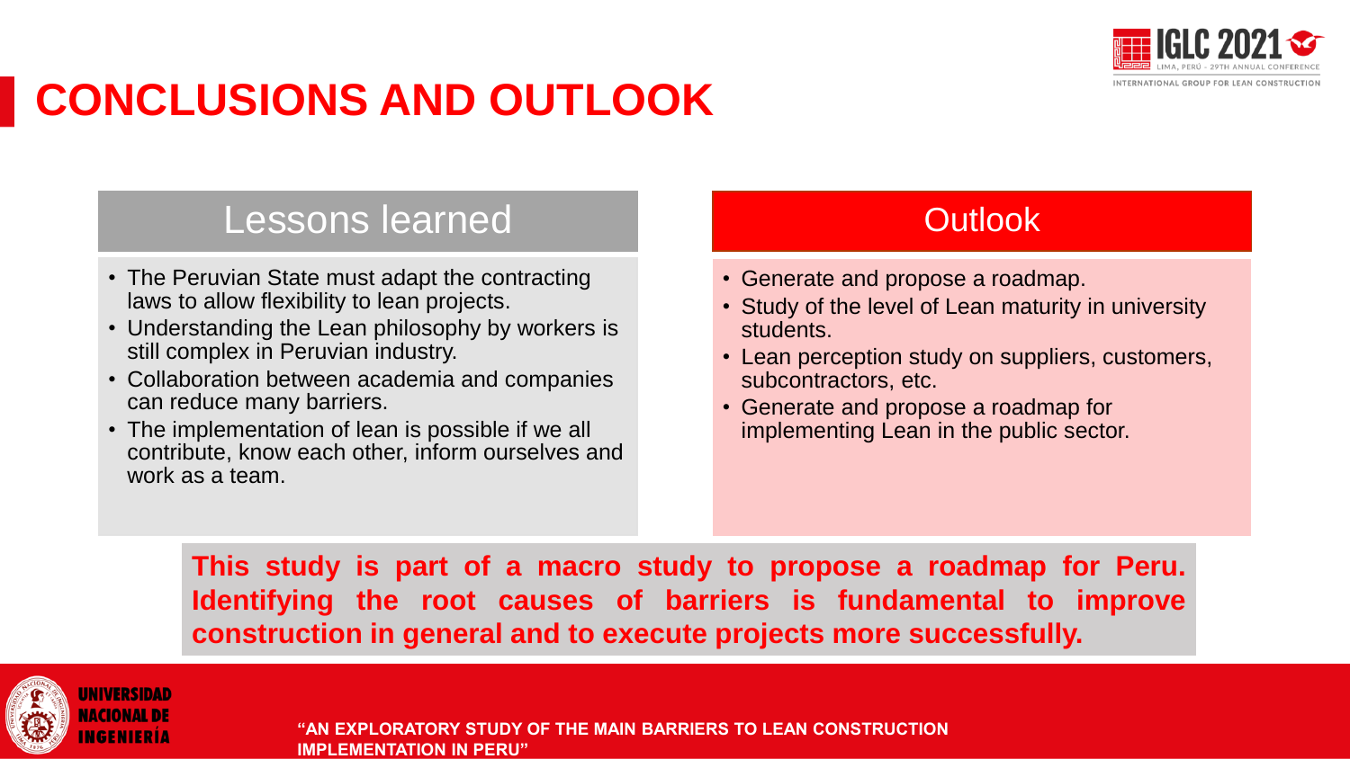# CONCLUSIONS AND OUTLOOK

## Lessons learned

- The Peruvian State must adapt the contracting laws to allow flexibility to lean projects.
- Understanding the Lean philosophy by workers is still complex in Peruvian industry.
- Collaboration between academia and companies can reduce many barriers.
- The implementation of lean is possible if we all contribute, know each other, inform ourselves and work as a team.

## Outlook

- Generate and propose a roadmap.
- Study of the level of Lean maturity in university students.
- Lean perception study on suppliers, customers, subcontractors, etc.
- Generate and propose a roadmap for implementing Lean in the public sector.

**This study is part of a macro study to propose a roadmap for Peru. Identifying the root causes of barriers is fundamental to improve construction in general and to execute projects more successfully.**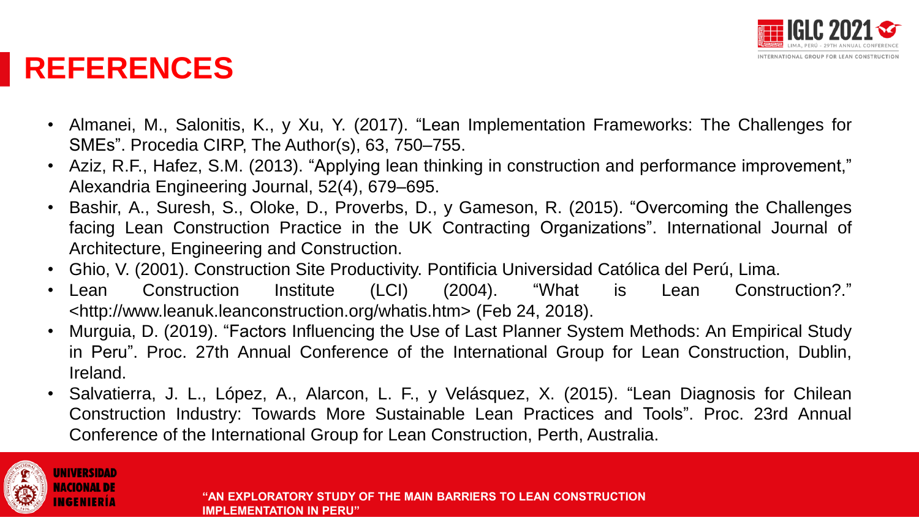# REFERENCES

- Almanei, M., Salonitis, K., y Xu, Y. (2017). “Lean Implementation Frameworks: The Challenges for SMEs”. Procedia CIRP, The Author(s), 63, 750–755.
- Aziz, R.F., Hafez, S.M. (2013). “Applying lean thinking in construction and performance improvement,” Alexandria Engineering Journal, 52(4), 679–695.
- Bashir, A., Suresh, S., Oloke, D., Proverbs, D., y Gameson, R. (2015). “Overcoming the Challenges facing Lean Construction Practice in the UK Contracting Organizations”. International Journal of Architecture, Engineering and Construction.
- Ghio, V. (2001). Construction Site Productivity. Pontificia Universidad Católica del Perú, Lima.
- Lean Construction Institute (LCI) (2004). “What is Lean Construction?.” <http://www.leanuk.leanconstruction.org/whatis.htm> (Feb 24, 2018).
- Murguia, D. (2019). “Factors Influencing the Use of Last Planner System Methods: An Empirical Study in Peru”. Proc. 27th Annual Conference of the International Group for Lean Construction, Dublin, Ireland.
- Salvatierra, J. L., López, A., Alarcon, L. F., y Velásquez, X. (2015). “Lean Diagnosis for Chilean Construction Industry: Towards More Sustainable Lean Practices and Tools”. Proc. 23rd Annual Conference of the International Group for Lean Construction, Perth, Australia.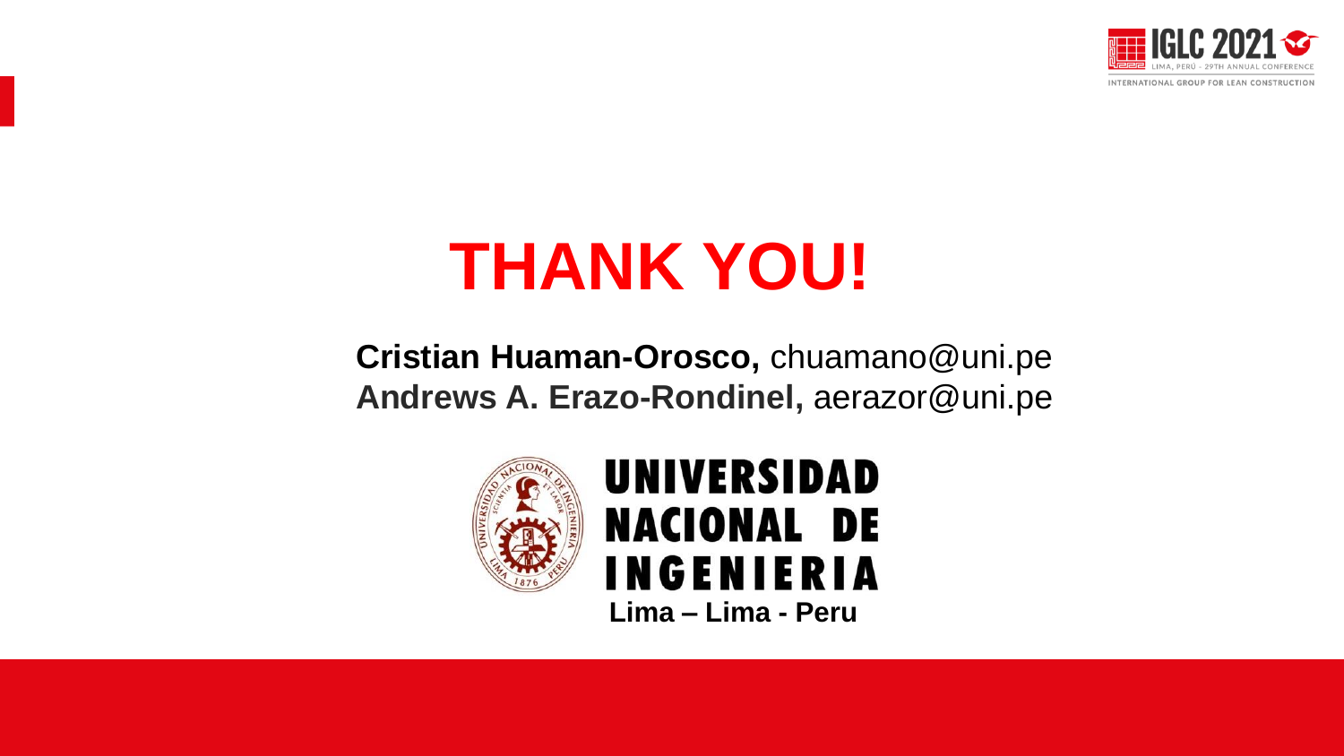# THANK YOU!

**Cristian Huaman-Orosco,** chuamano@uni.pe
**Andrews A. Erazo-Rondinel,** aerazor@uni.pe

UNIVERSIDAD NACIONAL DE INGENIERIA

**Lima – Lima - Peru**